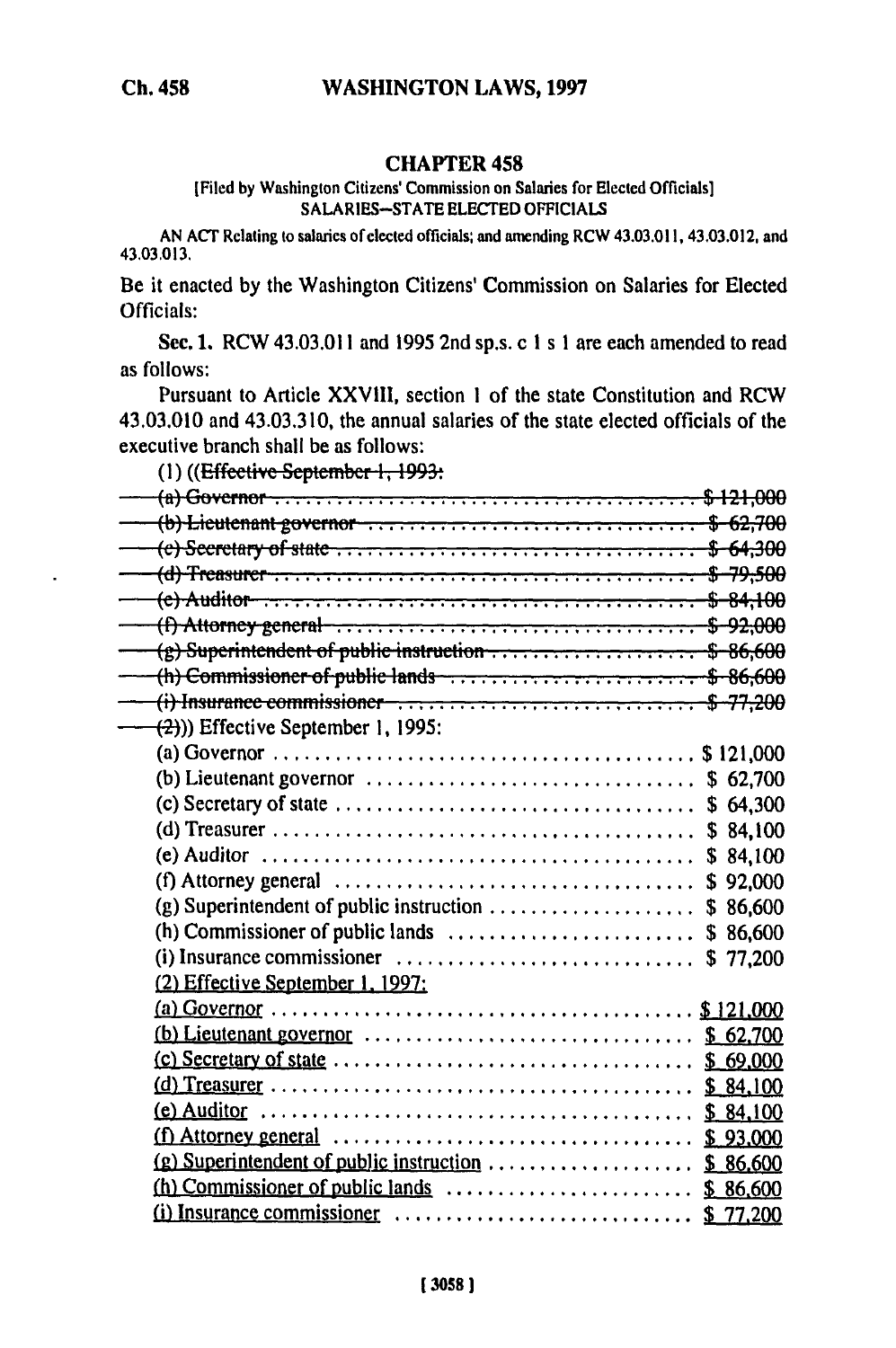# CHAPTER 458

[Filed by Washington Citizens' Commission on Salaries for Elected Officials]

SALARIES—STATE ELECTED OFFICIALS

AN ACT Relating to salaries of elected officials; and amending RCW 43.03.011, 43.03.012, and 43.03.013.

Be it enacted by the Washington Citizens' Commission on Salaries for Elected Officials:

**Sec. 1.** RCW 43.03.011 and 1995 2nd sp.s. c 1 s 1 are each amended to read as follows:

Pursuant to Article XXVIII, section 1 of the state Constitution and RCW 43.03.010 and 43.03.310, the annual salaries of the state elected officials of the executive branch shall be as follows:

(1) ((~~Effective September 1, 1993:~~

~~(a) Governor .......................................... $121,000~~

~~(b) Lieutenant governor .......................................... $ 62,700~~

~~(c) Secretary of state .......................................... $ 64,300~~

~~(d) Treasurer .......................................... $ 79,500~~

~~(e) Auditor .......................................... $ 84,100~~

~~(f) Attorney general .......................................... $ 92,000~~

~~(g) Superintendent of public instruction .......................................... $ 86,600~~

~~(h) Commissioner of public lands .......................................... $ 86,600~~

~~(i) Insurance commissioner .......................................... $ 77,200~~

~~(2)~~)) Effective September 1, 1995:

(a) Governor .......................................... $ 121,000

(b) Lieutenant governor .......................................... $ 62,700

(c) Secretary of state .......................................... $ 64,300

(d) Treasurer .......................................... $ 84,100

(e) Auditor .......................................... $ 84,100

(f) Attorney general .......................................... $ 92,000

(g) Superintendent of public instruction .......................................... $ 86,600

(h) Commissioner of public lands .......................................... $ 86,600

(i) Insurance commissioner .......................................... $ 77,200

<u>(2) Effective September 1, 1997:</u>

<u>(a) Governor .......................................... $ 121,000</u>

<u>(b) Lieutenant governor .......................................... $ 62,700</u>

<u>(c) Secretary of state .......................................... $ 69,000</u>

<u>(d) Treasurer .......................................... $ 84,100</u>

<u>(e) Auditor .......................................... $ 84,100</u>

<u>(f) Attorney general .......................................... $ 93,000</u>

<u>(g) Superintendent of public instruction .......................................... $ 86,600</u>

<u>(h) Commissioner of public lands .......................................... $ 86,600</u>

<u>(i) Insurance commissioner .......................................... $ 77,200</u>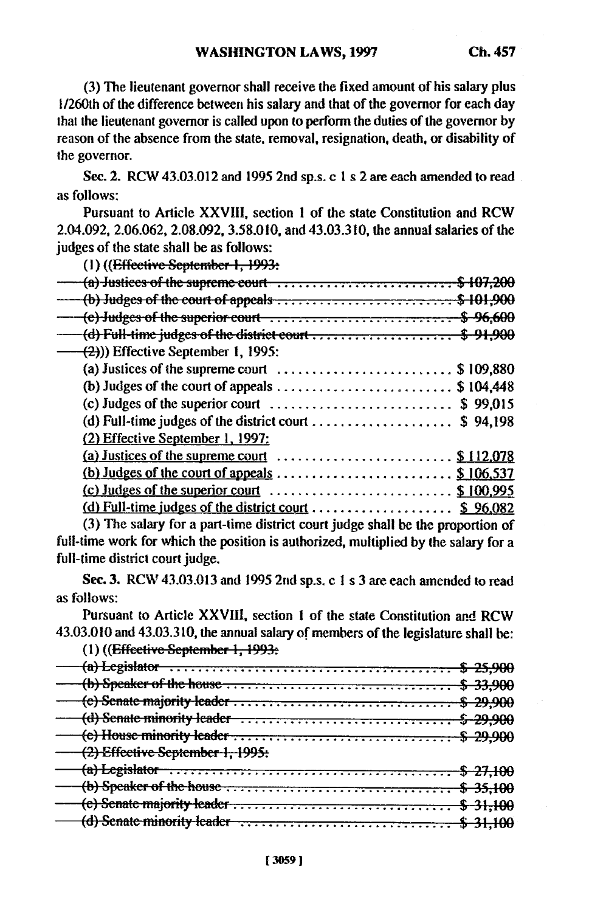(3) The lieutenant governor shall receive the fixed amount of his salary plus 1/260th of the difference between his salary and that of the governor for each day that the lieutenant governor is called upon to perform the duties of the governor by reason of the absence from the state, removal, resignation, death, or disability of the governor.

Sec. 2. RCW 43.03.012 and 1995 2nd sp.s. c 1 s 2 are each amended to read as follows:

Pursuant to Article XXVIII, section 1 of the state Constitution and RCW 2.04.092, 2.06.062, 2.08.092, 3.58.010, and 43.03.310, the annual salaries of the judges of the state shall be as follows:

(1) ((~~Effective September 1, 1993:~~

~~(a) Justices of the supreme court .......................... $ 107,200~~

~~(b) Judges of the court of appeals .......................... $ 101,900~~

~~(c) Judges of the superior court .......................... $ 96,600~~

~~(d) Full-time judges of the district court .................... $ 91,900~~

~~(2)~~)) Effective September 1, 1995:

(a) Justices of the supreme court .......................... $ 109,880

(b) Judges of the court of appeals .......................... $ 104,448

(c) Judges of the superior court .......................... $ 99,015

(d) Full-time judges of the district court .................... $ 94,198

<u>(2) Effective September 1, 1997:</u>

<u>(a) Justices of the supreme court .......................... $ 112,078</u>

<u>(b) Judges of the court of appeals .......................... $ 106,537</u>

<u>(c) Judges of the superior court .......................... $ 100,995</u>

<u>(d) Full-time judges of the district court .................... $ 96,082</u>

(3) The salary for a part-time district court judge shall be the proportion of full-time work for which the position is authorized, multiplied by the salary for a full-time district court judge.

Sec. 3. RCW 43.03.013 and 1995 2nd sp.s. c 1 s 3 are each amended to read as follows:

Pursuant to Article XXVIII, section 1 of the state Constitution and RCW 43.03.010 and 43.03.310, the annual salary of members of the legislature shall be:

(1) ((~~Effective September 1, 1993:~~

~~(a) Legislator .......................................... $ 25,900~~

~~(b) Speaker of the house .......................................... $ 33,900~~

~~(c) Senate majority leader .......................................... $ 29,900~~

~~(d) Senate minority leader .......................................... $ 29,900~~

~~(e) House minority leader .......................................... $ 29,900~~

~~(2) Effective September 1, 1995:~~

~~(a) Legislator .......................................... $ 27,100~~

~~(b) Speaker of the house .......................................... $ 35,100~~

~~(c) Senate majority leader .......................................... $ 31,100~~

~~(d) Senate minority leader .......................................... $ 31,100~~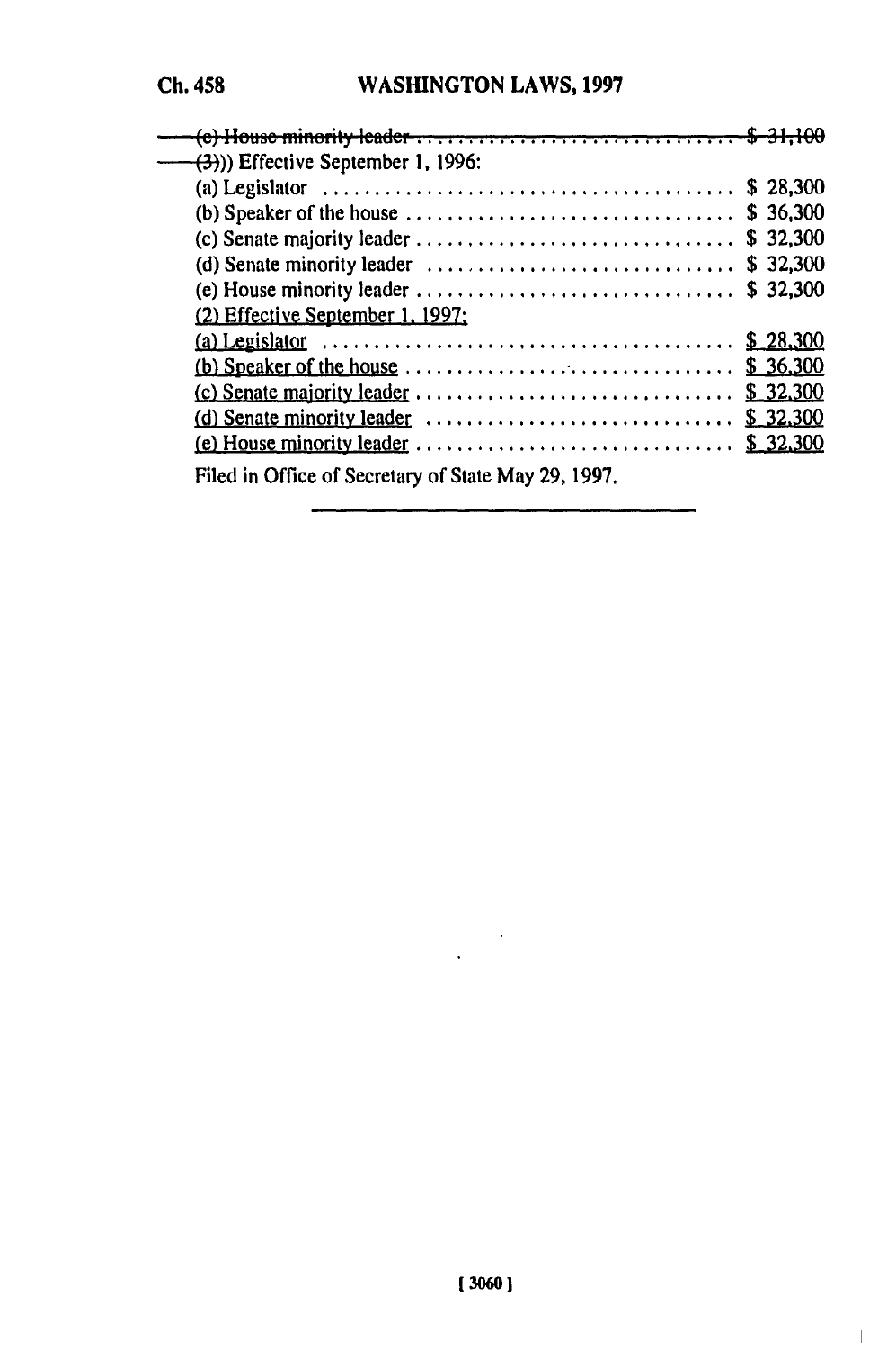~~(e) House minority leader ............................... $ 31,100~~

~~(3)~~)) Effective September 1, 1996:

(a) Legislator ........................................ $ 28,300

(b) Speaker of the house ................................ $ 36,300

(c) Senate majority leader ............................... $ 32,300

(d) Senate minority leader ............................... $ 32,300

(e) House minority leader ............................... $ 32,300

<u>(2) Effective September 1, 1997:</u>

<u>(a) Legislator ........................................ $ 28,300</u>

<u>(b) Speaker of the house ................................ $ 36,300</u>

<u>(c) Senate majority leader ............................... $ 32,300</u>

<u>(d) Senate minority leader ............................... $ 32,300</u>

<u>(e) House minority leader ............................... $ 32,300</u>

Filed in Office of Secretary of State May 29, 1997.